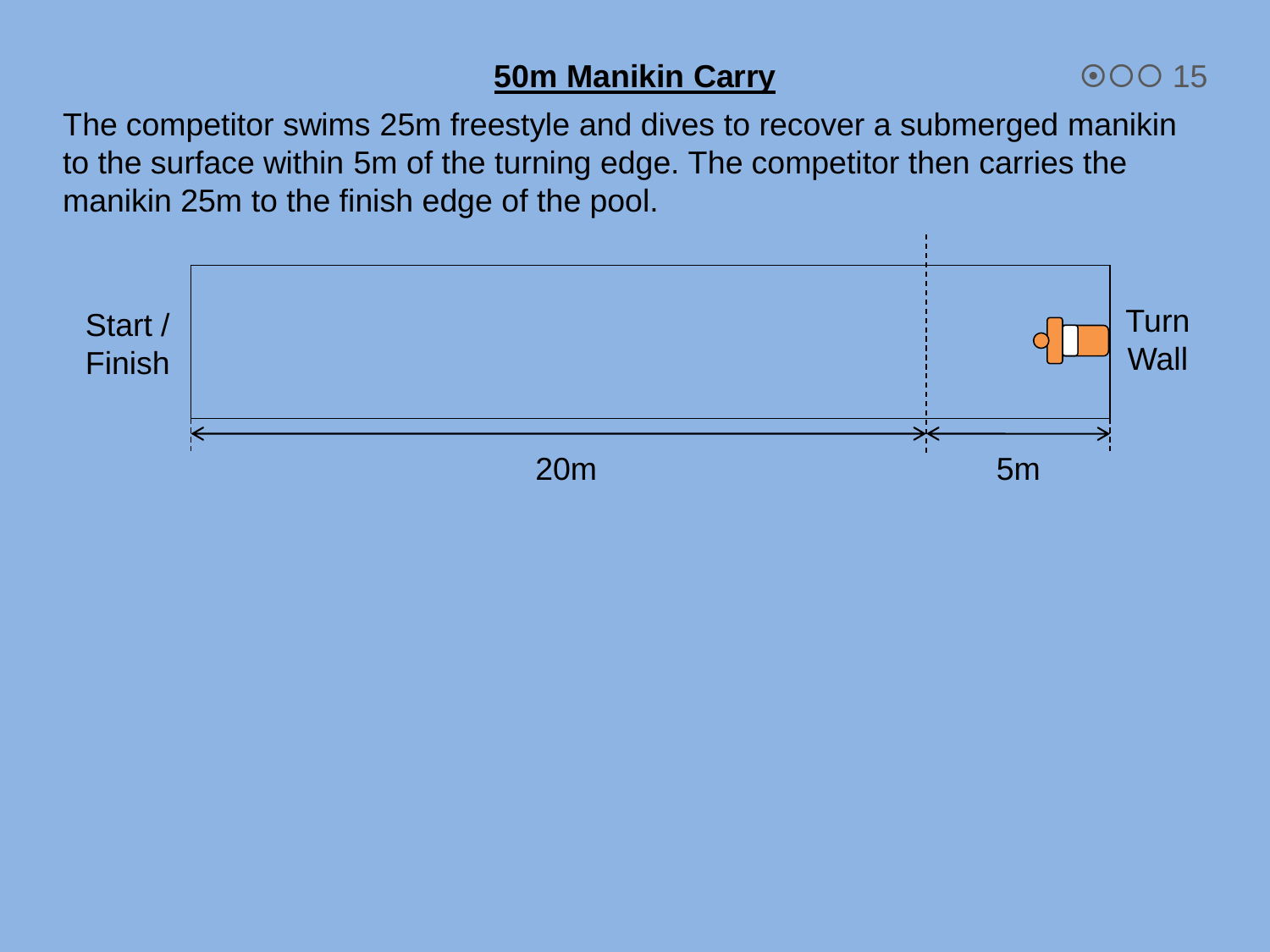## 50m Manikin Carry

The competitor swims 25m freestyle and dives to recover a submerged manikin to the surface within 5m of the turning edge. The competitor then carries the manikin 25m to the finish edge of the pool.

Start / Finish

Turn Wall

20m

5m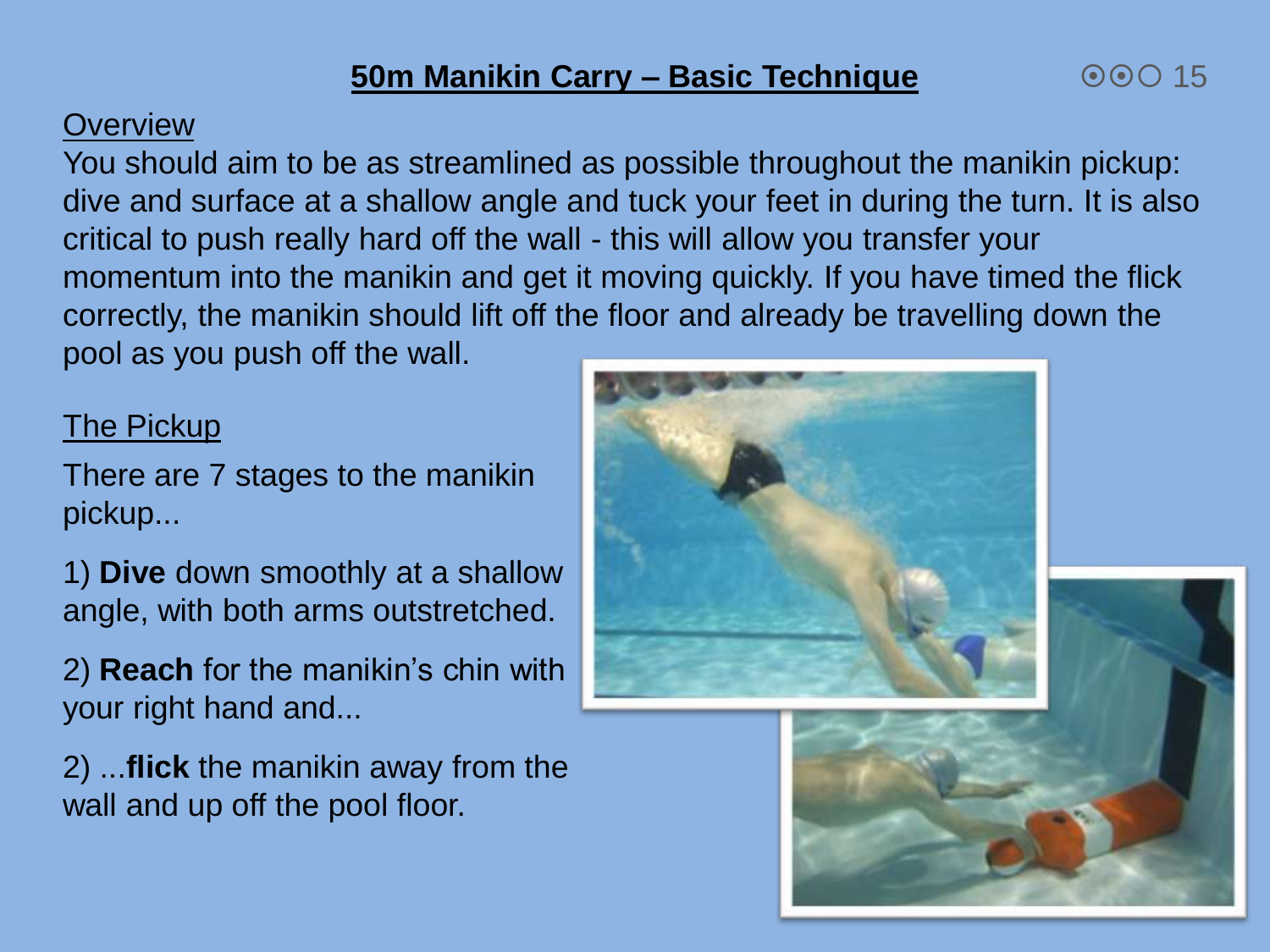# 50m Manikin Carry – Basic Technique

## Overview

You should aim to be as streamlined as possible throughout the manikin pickup: dive and surface at a shallow angle and tuck your feet in during the turn. It is also critical to push really hard off the wall - this will allow you transfer your momentum into the manikin and get it moving quickly. If you have timed the flick correctly, the manikin should lift off the floor and already be travelling down the pool as you push off the wall.

## The Pickup

There are 7 stages to the manikin pickup...

1) **Dive** down smoothly at a shallow angle, with both arms outstretched.

2) **Reach** for the manikin's chin with your right hand and...

2) ...**flick** the manikin away from the wall and up off the pool floor.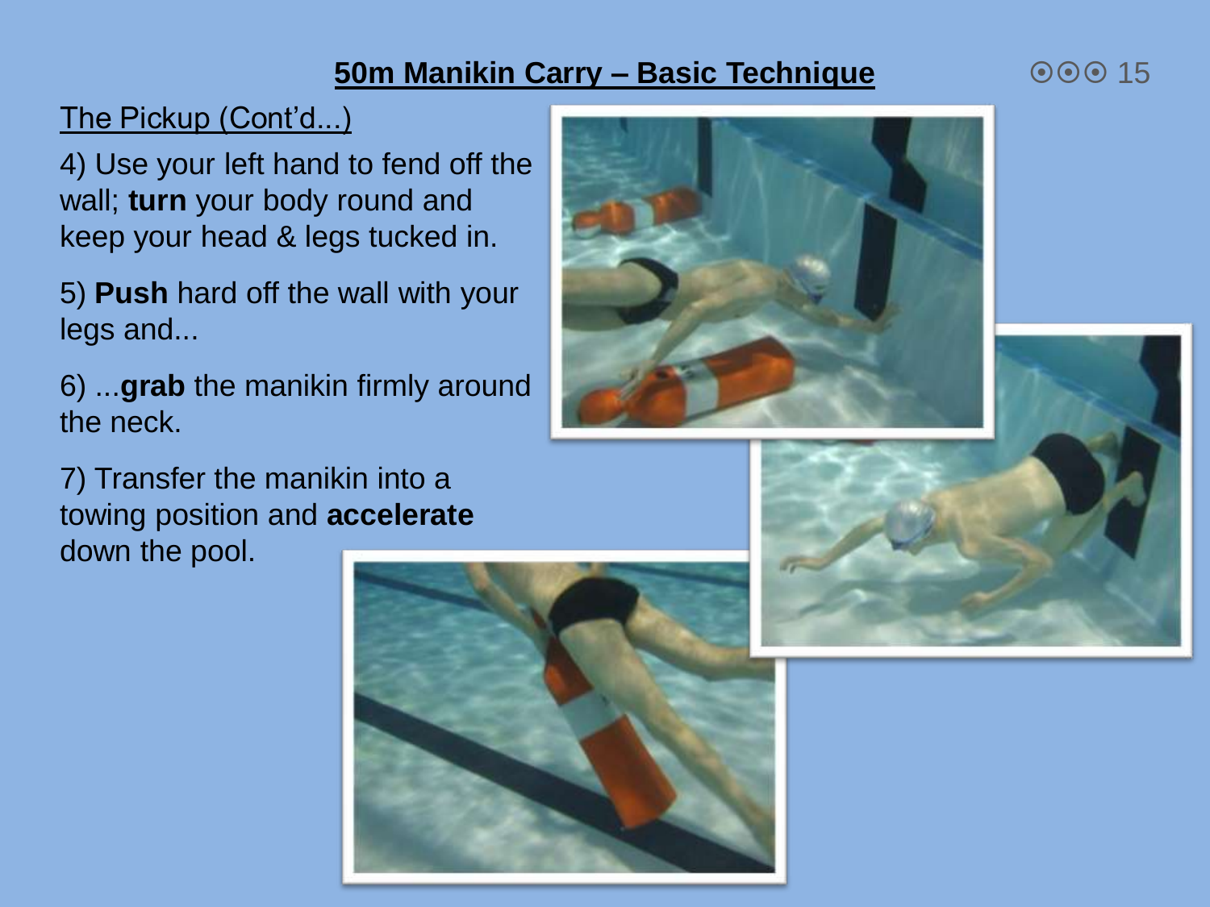## 50m Manikin Carry – Basic Technique

The Pickup (Cont'd...)

4) Use your left hand to fend off the wall; **turn** your body round and keep your head & legs tucked in.

5) **Push** hard off the wall with your legs and...

6) ...**grab** the manikin firmly around the neck.

7) Transfer the manikin into a towing position and **accelerate** down the pool.